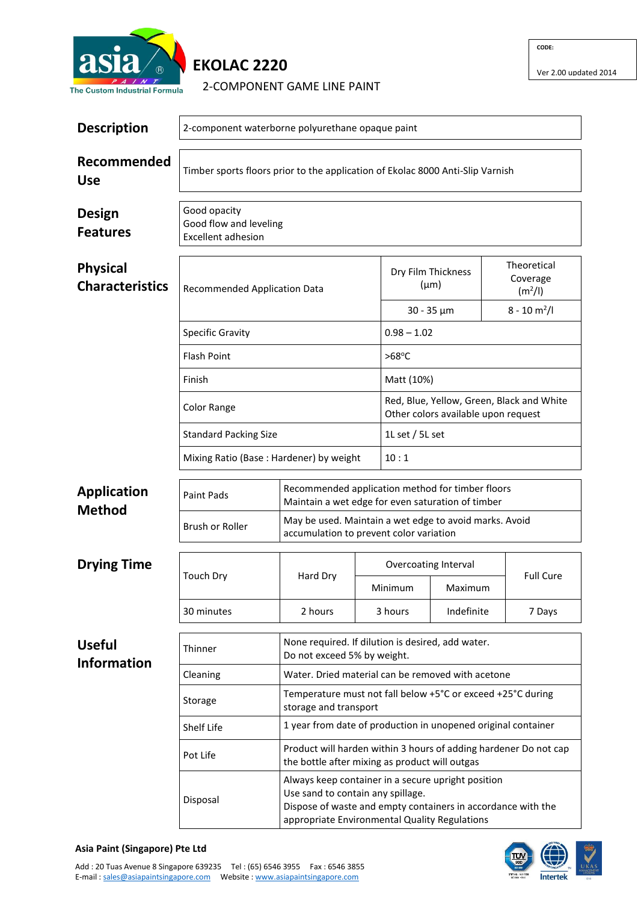asia PAINT ®
The Custom Industrial Formula

# EKOLAC 2220

## 2-COMPONENT GAME LINE PAINT

CODE:

Ver 2.00 updated 2014

## Description

2-component waterborne polyurethane opaque paint

## Recommended Use

Timber sports floors prior to the application of Ekolac 8000 Anti-Slip Varnish

## Design Features

Good opacity
Good flow and leveling
Excellent adhesion

## Physical Characteristics

| Recommended Application Data | Dry Film Thickness (µm) | Theoretical Coverage ($m^2$/l) |
|---|---|---|
| | 30 - 35 µm | 8 - 10 $m^2$/l |
| Specific Gravity | 0.98 – 1.02 | |
| Flash Point | >68°C | |
| Finish | Matt (10%) | |
| Color Range | Red, Blue, Yellow, Green, Black and White<br>Other colors available upon request | |
| Standard Packing Size | 1L set / 5L set | |
| Mixing Ratio (Base : Hardener) by weight | 10 : 1 | |

## Application Method

| | |
|---|---|
| Paint Pads | Recommended application method for timber floors<br>Maintain a wet edge for even saturation of timber |
| Brush or Roller | May be used. Maintain a wet edge to avoid marks. Avoid accumulation to prevent color variation |

## Drying Time

| Touch Dry | Hard Dry | Overcoating Interval | | Full Cure |
|---|---|---|---|---|
| | | Minimum | Maximum | |
| 30 minutes | 2 hours | 3 hours | Indefinite | 7 Days |

## Useful Information

| | |
|---|---|
| Thinner | None required. If dilution is desired, add water.<br>Do not exceed 5% by weight. |
| Cleaning | Water. Dried material can be removed with acetone |
| Storage | Temperature must not fall below +5°C or exceed +25°C during storage and transport |
| Shelf Life | 1 year from date of production in unopened original container |
| Pot Life | Product will harden within 3 hours of adding hardener Do not cap the bottle after mixing as product will outgas |
| Disposal | Always keep container in a secure upright position<br>Use sand to contain any spillage.<br>Dispose of waste and empty containers in accordance with the appropriate Environmental Quality Regulations |

**Asia Paint (Singapore) Pte Ltd**

Add : 20 Tuas Avenue 8 Singapore 639235 Tel : (65) 6546 3955 Fax : 6546 3855
E-mail : sales@asiapaintsingapore.com Website : www.asiapaintsingapore.com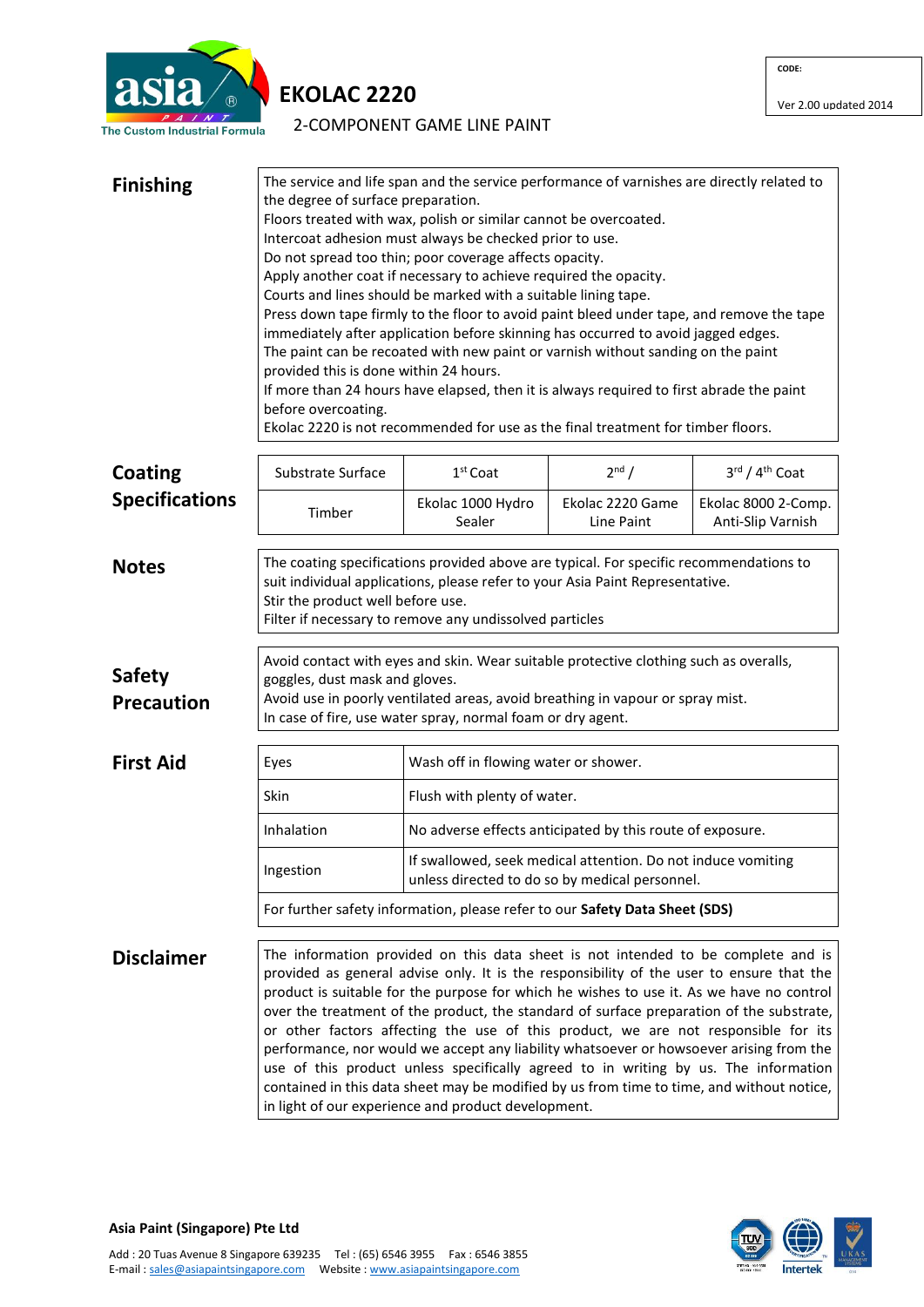# EKOLAC 2220

2-COMPONENT GAME LINE PAINT

CODE:

Ver 2.00 updated 2014

## Finishing

The service and life span and the service performance of varnishes are directly related to the degree of surface preparation.
Floors treated with wax, polish or similar cannot be overcoated.
Intercoat adhesion must always be checked prior to use.
Do not spread too thin; poor coverage affects opacity.
Apply another coat if necessary to achieve required the opacity.
Courts and lines should be marked with a suitable lining tape.
Press down tape firmly to the floor to avoid paint bleed under tape, and remove the tape immediately after application before skinning has occurred to avoid jagged edges.
The paint can be recoated with new paint or varnish without sanding on the paint provided this is done within 24 hours.
If more than 24 hours have elapsed, then it is always required to first abrade the paint before overcoating.
Ekolac 2220 is not recommended for use as the final treatment for timber floors.

## Coating Specifications

| Substrate Surface | 1st Coat | 2nd / | 3rd / 4th Coat |
|---|---|---|---|
| Timber | Ekolac 1000 Hydro Sealer | Ekolac 2220 Game Line Paint | Ekolac 8000 2-Comp. Anti-Slip Varnish |

## Notes

The coating specifications provided above are typical. For specific recommendations to suit individual applications, please refer to your Asia Paint Representative.
Stir the product well before use.
Filter if necessary to remove any undissolved particles

## Safety Precaution

Avoid contact with eyes and skin. Wear suitable protective clothing such as overalls, goggles, dust mask and gloves.
Avoid use in poorly ventilated areas, avoid breathing in vapour or spray mist.
In case of fire, use water spray, normal foam or dry agent.

## First Aid

| | |
|---|---|
| Eyes | Wash off in flowing water or shower. |
| Skin | Flush with plenty of water. |
| Inhalation | No adverse effects anticipated by this route of exposure. |
| Ingestion | If swallowed, seek medical attention. Do not induce vomiting unless directed to do so by medical personnel. |

For further safety information, please refer to our **Safety Data Sheet (SDS)**

## Disclaimer

The information provided on this data sheet is not intended to be complete and is provided as general advise only. It is the responsibility of the user to ensure that the product is suitable for the purpose for which he wishes to use it. As we have no control over the treatment of the product, the standard of surface preparation of the substrate, or other factors affecting the use of this product, we are not responsible for its performance, nor would we accept any liability whatsoever or howsoever arising from the use of this product unless specifically agreed to in writing by us. The information contained in this data sheet may be modified by us from time to time, and without notice, in light of our experience and product development.

**Asia Paint (Singapore) Pte Ltd**

Add : 20 Tuas Avenue 8 Singapore 639235 Tel : (65) 6546 3955 Fax : 6546 3855
E-mail : sales@asiapaintsingapore.com Website : www.asiapaintsingapore.com